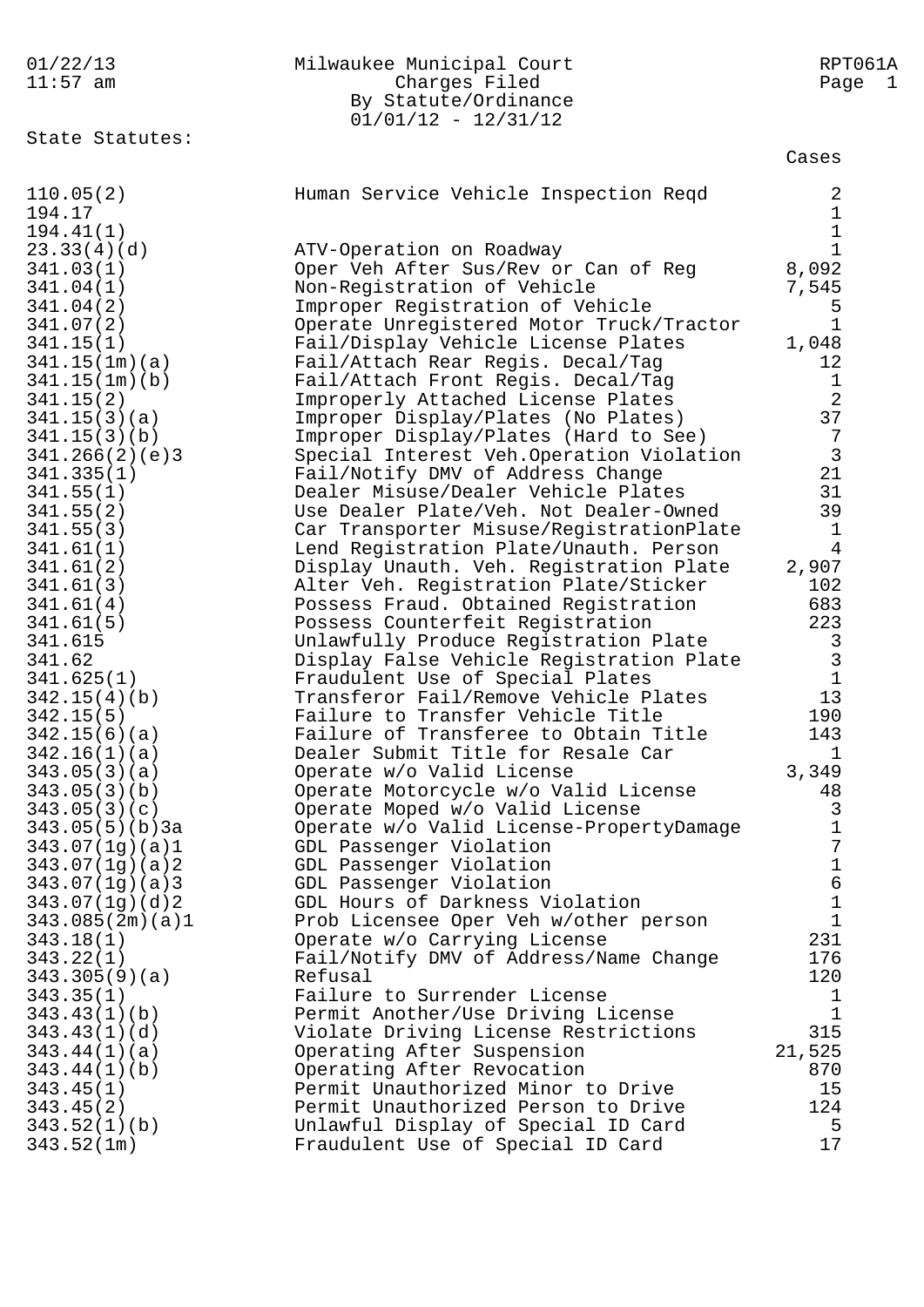01/22/13 11:57 am

# Milwaukee Municipal Court

## Charges Filed By Statute/Ordinance

01/01/12 - 12/31/12

RPT061A

State Statutes:

| Statute | Description | Cases |
|---|---|---|
| 110.05(2) | Human Service Vehicle Inspection Reqd | 2 |
| 194.17 | | 1 |
| 194.41(1) | | 1 |
| 23.33(4)(d) | ATV-Operation on Roadway | 1 |
| 341.03(1) | Oper Veh After Sus/Rev or Can of Reg | 8,092 |
| 341.04(1) | Non-Registration of Vehicle | 7,545 |
| 341.04(2) | Improper Registration of Vehicle | 5 |
| 341.07(2) | Operate Unregistered Motor Truck/Tractor | 1 |
| 341.15(1) | Fail/Display Vehicle License Plates | 1,048 |
| 341.15(1m)(a) | Fail/Attach Rear Regis. Decal/Tag | 12 |
| 341.15(1m)(b) | Fail/Attach Front Regis. Decal/Tag | 1 |
| 341.15(2) | Improperly Attached License Plates | 2 |
| 341.15(3)(a) | Improper Display/Plates (No Plates) | 37 |
| 341.15(3)(b) | Improper Display/Plates (Hard to See) | 7 |
| 341.266(2)(e)3 | Special Interest Veh.Operation Violation | 3 |
| 341.335(1) | Fail/Notify DMV of Address Change | 21 |
| 341.55(1) | Dealer Misuse/Dealer Vehicle Plates | 31 |
| 341.55(2) | Use Dealer Plate/Veh. Not Dealer-Owned | 39 |
| 341.55(3) | Car Transporter Misuse/RegistrationPlate | 1 |
| 341.61(1) | Lend Registration Plate/Unauth. Person | 4 |
| 341.61(2) | Display Unauth. Veh. Registration Plate | 2,907 |
| 341.61(3) | Alter Veh. Registration Plate/Sticker | 102 |
| 341.61(4) | Possess Fraud. Obtained Registration | 683 |
| 341.61(5) | Possess Counterfeit Registration | 223 |
| 341.615 | Unlawfully Produce Registration Plate | 3 |
| 341.62 | Display False Vehicle Registration Plate | 3 |
| 341.625(1) | Fraudulent Use of Special Plates | 1 |
| 342.15(4)(b) | Transferor Fail/Remove Vehicle Plates | 13 |
| 342.15(5) | Failure to Transfer Vehicle Title | 190 |
| 342.15(6)(a) | Failure of Transferee to Obtain Title | 143 |
| 342.16(1)(a) | Dealer Submit Title for Resale Car | 1 |
| 343.05(3)(a) | Operate w/o Valid License | 3,349 |
| 343.05(3)(b) | Operate Motorcycle w/o Valid License | 48 |
| 343.05(3)(c) | Operate Moped w/o Valid License | 3 |
| 343.05(5)(b)3a | Operate w/o Valid License-PropertyDamage | 1 |
| 343.07(1g)(a)1 | GDL Passenger Violation | 7 |
| 343.07(1g)(a)2 | GDL Passenger Violation | 1 |
| 343.07(1g)(a)3 | GDL Passenger Violation | 6 |
| 343.07(1g)(d)2 | GDL Hours of Darkness Violation | 1 |
| 343.085(2m)(a)1 | Prob Licensee Oper Veh w/other person | 1 |
| 343.18(1) | Operate w/o Carrying License | 231 |
| 343.22(1) | Fail/Notify DMV of Address/Name Change | 176 |
| 343.305(9)(a) | Refusal | 120 |
| 343.35(1) | Failure to Surrender License | 1 |
| 343.43(1)(b) | Permit Another/Use Driving License | 1 |
| 343.43(1)(d) | Violate Driving License Restrictions | 315 |
| 343.44(1)(a) | Operating After Suspension | 21,525 |
| 343.44(1)(b) | Operating After Revocation | 870 |
| 343.45(1) | Permit Unauthorized Minor to Drive | 15 |
| 343.45(2) | Permit Unauthorized Person to Drive | 124 |
| 343.52(1)(b) | Unlawful Display of Special ID Card | 5 |
| 343.52(1m) | Fraudulent Use of Special ID Card | 17 |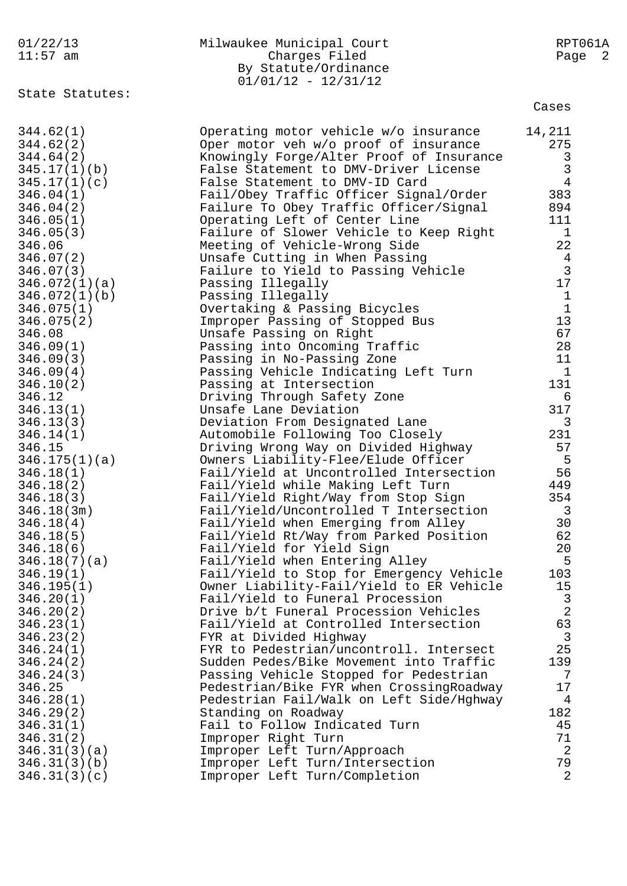Milwaukee Municipal Court
Charges Filed
By Statute/Ordinance
01/01/12 - 12/31/12

01/22/13
11:57 am

RPT061A

State Statutes:

| Statute | Description | Cases |
|---|---|---|
| 344.62(1) | Operating motor vehicle w/o insurance | 14,211 |
| 344.62(2) | Oper motor veh w/o proof of insurance | 275 |
| 344.64(2) | Knowingly Forge/Alter Proof of Insurance | 3 |
| 345.17(1)(b) | False Statement to DMV-Driver License | 3 |
| 345.17(1)(c) | False Statement to DMV-ID Card | 4 |
| 346.04(1) | Fail/Obey Traffic Officer Signal/Order | 383 |
| 346.04(2) | Failure To Obey Traffic Officer/Signal | 894 |
| 346.05(1) | Operating Left of Center Line | 111 |
| 346.05(3) | Failure of Slower Vehicle to Keep Right | 1 |
| 346.06 | Meeting of Vehicle-Wrong Side | 22 |
| 346.07(2) | Unsafe Cutting in When Passing | 4 |
| 346.07(3) | Failure to Yield to Passing Vehicle | 3 |
| 346.072(1)(a) | Passing Illegally | 17 |
| 346.072(1)(b) | Passing Illegally | 1 |
| 346.075(1) | Overtaking & Passing Bicycles | 1 |
| 346.075(2) | Improper Passing of Stopped Bus | 13 |
| 346.08 | Unsafe Passing on Right | 67 |
| 346.09(1) | Passing into Oncoming Traffic | 28 |
| 346.09(3) | Passing in No-Passing Zone | 11 |
| 346.09(4) | Passing Vehicle Indicating Left Turn | 1 |
| 346.10(2) | Passing at Intersection | 131 |
| 346.12 | Driving Through Safety Zone | 6 |
| 346.13(1) | Unsafe Lane Deviation | 317 |
| 346.13(3) | Deviation From Designated Lane | 3 |
| 346.14(1) | Automobile Following Too Closely | 231 |
| 346.15 | Driving Wrong Way on Divided Highway | 57 |
| 346.175(1)(a) | Owners Liability-Flee/Elude Officer | 5 |
| 346.18(1) | Fail/Yield at Uncontrolled Intersection | 56 |
| 346.18(2) | Fail/Yield while Making Left Turn | 449 |
| 346.18(3) | Fail/Yield Right/Way from Stop Sign | 354 |
| 346.18(3m) | Fail/Yield/Uncontrolled T Intersection | 3 |
| 346.18(4) | Fail/Yield when Emerging from Alley | 30 |
| 346.18(5) | Fail/Yield Rt/Way from Parked Position | 62 |
| 346.18(6) | Fail/Yield for Yield Sign | 20 |
| 346.18(7)(a) | Fail/Yield when Entering Alley | 5 |
| 346.19(1) | Fail/Yield to Stop for Emergency Vehicle | 103 |
| 346.195(1) | Owner Liability-Fail/Yield to ER Vehicle | 15 |
| 346.20(1) | Fail/Yield to Funeral Procession | 3 |
| 346.20(2) | Drive b/t Funeral Procession Vehicles | 2 |
| 346.23(1) | Fail/Yield at Controlled Intersection | 63 |
| 346.23(2) | FYR at Divided Highway | 3 |
| 346.24(1) | FYR to Pedestrian/uncontroll. Intersect | 25 |
| 346.24(2) | Sudden Pedes/Bike Movement into Traffic | 139 |
| 346.24(3) | Passing Vehicle Stopped for Pedestrian | 7 |
| 346.25 | Pedestrian/Bike FYR when CrossingRoadway | 17 |
| 346.28(1) | Pedestrian Fail/Walk on Left Side/Hghway | 4 |
| 346.29(2) | Standing on Roadway | 182 |
| 346.31(1) | Fail to Follow Indicated Turn | 45 |
| 346.31(2) | Improper Right Turn | 71 |
| 346.31(3)(a) | Improper Left Turn/Approach | 2 |
| 346.31(3)(b) | Improper Left Turn/Intersection | 79 |
| 346.31(3)(c) | Improper Left Turn/Completion | 2 |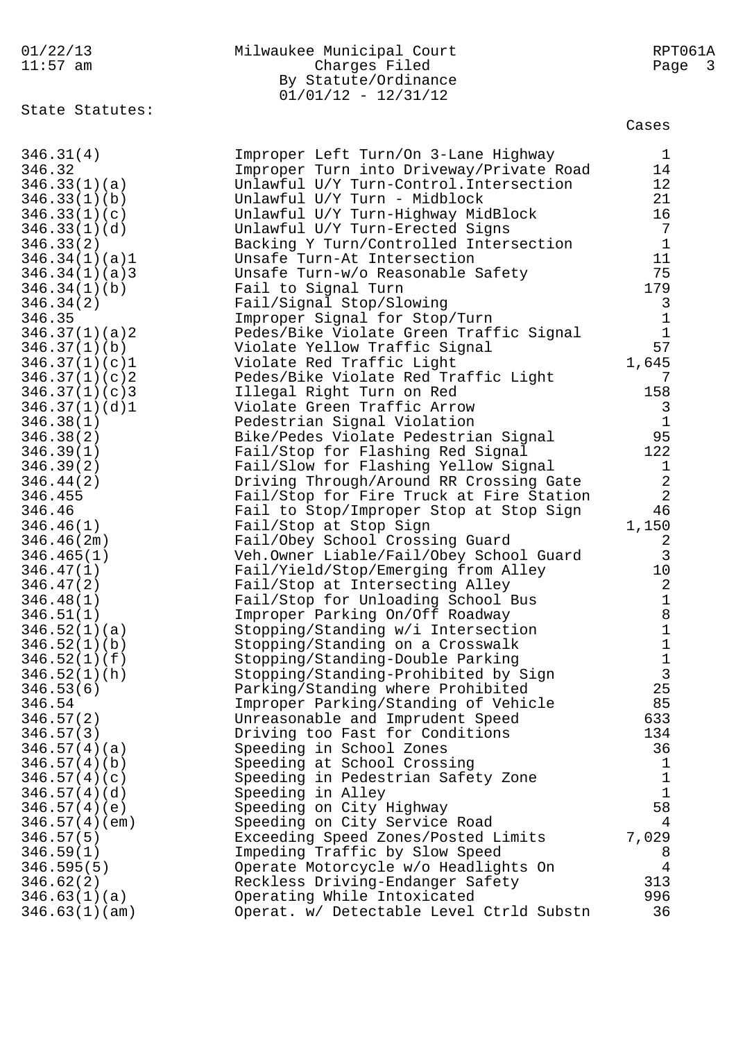Milwaukee Municipal Court
Charges Filed
By Statute/Ordinance
01/01/12 - 12/31/12

State Statutes:

| Statute | Description | Cases |
|---|---|---|
| 346.31(4) | Improper Left Turn/On 3-Lane Highway | 1 |
| 346.32 | Improper Turn into Driveway/Private Road | 14 |
| 346.33(1)(a) | Unlawful U/Y Turn-Control.Intersection | 12 |
| 346.33(1)(b) | Unlawful U/Y Turn - Midblock | 21 |
| 346.33(1)(c) | Unlawful U/Y Turn-Highway MidBlock | 16 |
| 346.33(1)(d) | Unlawful U/Y Turn-Erected Signs | 7 |
| 346.33(2) | Backing Y Turn/Controlled Intersection | 1 |
| 346.34(1)(a)1 | Unsafe Turn-At Intersection | 11 |
| 346.34(1)(a)3 | Unsafe Turn-w/o Reasonable Safety | 75 |
| 346.34(1)(b) | Fail to Signal Turn | 179 |
| 346.34(2) | Fail/Signal Stop/Slowing | 3 |
| 346.35 | Improper Signal for Stop/Turn | 1 |
| 346.37(1)(a)2 | Pedes/Bike Violate Green Traffic Signal | 1 |
| 346.37(1)(b) | Violate Yellow Traffic Signal | 57 |
| 346.37(1)(c)1 | Violate Red Traffic Light | 1,645 |
| 346.37(1)(c)2 | Pedes/Bike Violate Red Traffic Light | 7 |
| 346.37(1)(c)3 | Illegal Right Turn on Red | 158 |
| 346.37(1)(d)1 | Violate Green Traffic Arrow | 3 |
| 346.38(1) | Pedestrian Signal Violation | 1 |
| 346.38(2) | Bike/Pedes Violate Pedestrian Signal | 95 |
| 346.39(1) | Fail/Stop for Flashing Red Signal | 122 |
| 346.39(2) | Fail/Slow for Flashing Yellow Signal | 1 |
| 346.44(2) | Driving Through/Around RR Crossing Gate | 2 |
| 346.455 | Fail/Stop for Fire Truck at Fire Station | 2 |
| 346.46 | Fail to Stop/Improper Stop at Stop Sign | 46 |
| 346.46(1) | Fail/Stop at Stop Sign | 1,150 |
| 346.46(2m) | Fail/Obey School Crossing Guard | 2 |
| 346.465(1) | Veh.Owner Liable/Fail/Obey School Guard | 3 |
| 346.47(1) | Fail/Yield/Stop/Emerging from Alley | 10 |
| 346.47(2) | Fail/Stop at Intersecting Alley | 2 |
| 346.48(1) | Fail/Stop for Unloading School Bus | 1 |
| 346.51(1) | Improper Parking On/Off Roadway | 8 |
| 346.52(1)(a) | Stopping/Standing w/i Intersection | 1 |
| 346.52(1)(b) | Stopping/Standing on a Crosswalk | 1 |
| 346.52(1)(f) | Stopping/Standing-Double Parking | 1 |
| 346.52(1)(h) | Stopping/Standing-Prohibited by Sign | 3 |
| 346.53(6) | Parking/Standing where Prohibited | 25 |
| 346.54 | Improper Parking/Standing of Vehicle | 85 |
| 346.57(2) | Unreasonable and Imprudent Speed | 633 |
| 346.57(3) | Driving too Fast for Conditions | 134 |
| 346.57(4)(a) | Speeding in School Zones | 36 |
| 346.57(4)(b) | Speeding at School Crossing | 1 |
| 346.57(4)(c) | Speeding in Pedestrian Safety Zone | 1 |
| 346.57(4)(d) | Speeding in Alley | 1 |
| 346.57(4)(e) | Speeding on City Highway | 58 |
| 346.57(4)(em) | Speeding on City Service Road | 4 |
| 346.57(5) | Exceeding Speed Zones/Posted Limits | 7,029 |
| 346.59(1) | Impeding Traffic by Slow Speed | 8 |
| 346.595(5) | Operate Motorcycle w/o Headlights On | 4 |
| 346.62(2) | Reckless Driving-Endanger Safety | 313 |
| 346.63(1)(a) | Operating While Intoxicated | 996 |
| 346.63(1)(am) | Operat. w/ Detectable Level Ctrld Substn | 36 |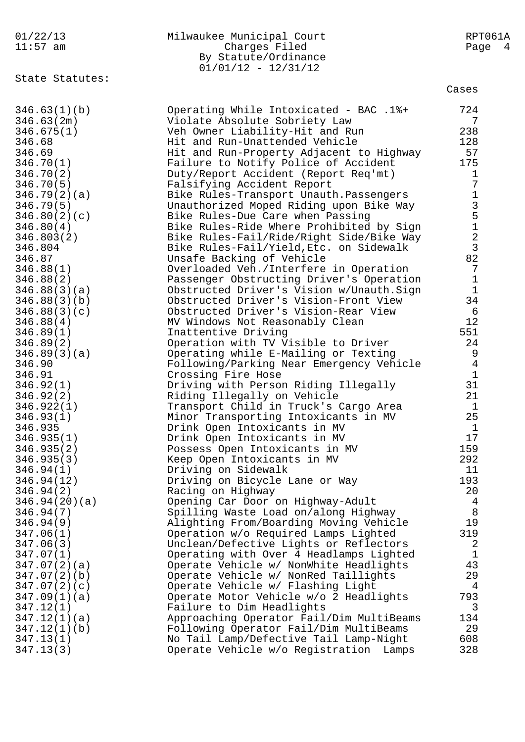Milwaukee Municipal Court
Charges Filed
By Statute/Ordinance
01/01/12 - 12/31/12

State Statutes:

| Statute | Description | Cases |
|---|---|---|
| 346.63(1)(b) | Operating While Intoxicated - BAC .1%+ | 724 |
| 346.63(2m) | Violate Absolute Sobriety Law | 7 |
| 346.675(1) | Veh Owner Liability-Hit and Run | 238 |
| 346.68 | Hit and Run-Unattended Vehicle | 128 |
| 346.69 | Hit and Run-Property Adjacent to Highway | 57 |
| 346.70(1) | Failure to Notify Police of Accident | 175 |
| 346.70(2) | Duty/Report Accident (Report Req'mt) | 1 |
| 346.70(5) | Falsifying Accident Report | 7 |
| 346.79(2)(a) | Bike Rules-Transport Unauth.Passengers | 1 |
| 346.79(5) | Unauthorized Moped Riding upon Bike Way | 3 |
| 346.80(2)(c) | Bike Rules-Due Care when Passing | 5 |
| 346.80(4) | Bike Rules-Ride Where Prohibited by Sign | 1 |
| 346.803(2) | Bike Rules-Fail/Ride/Right Side/Bike Way | 2 |
| 346.804 | Bike Rules-Fail/Yield,Etc. on Sidewalk | 3 |
| 346.87 | Unsafe Backing of Vehicle | 82 |
| 346.88(1) | Overloaded Veh./Interfere in Operation | 7 |
| 346.88(2) | Passenger Obstructing Driver's Operation | 1 |
| 346.88(3)(a) | Obstructed Driver's Vision w/Unauth.Sign | 1 |
| 346.88(3)(b) | Obstructed Driver's Vision-Front View | 34 |
| 346.88(3)(c) | Obstructed Driver's Vision-Rear View | 6 |
| 346.88(4) | MV Windows Not Reasonably Clean | 12 |
| 346.89(1) | Inattentive Driving | 551 |
| 346.89(2) | Operation with TV Visible to Driver | 24 |
| 346.89(3)(a) | Operating while E-Mailing or Texting | 9 |
| 346.90 | Following/Parking Near Emergency Vehicle | 4 |
| 346.91 | Crossing Fire Hose | 1 |
| 346.92(1) | Driving with Person Riding Illegally | 31 |
| 346.92(2) | Riding Illegally on Vehicle | 21 |
| 346.922(1) | Transport Child in Truck's Cargo Area | 1 |
| 346.93(1) | Minor Transporting Intoxicants in MV | 25 |
| 346.935 | Drink Open Intoxicants in MV | 1 |
| 346.935(1) | Drink Open Intoxicants in MV | 17 |
| 346.935(2) | Possess Open Intoxicants in MV | 159 |
| 346.935(3) | Keep Open Intoxicants in MV | 292 |
| 346.94(1) | Driving on Sidewalk | 11 |
| 346.94(12) | Driving on Bicycle Lane or Way | 193 |
| 346.94(2) | Racing on Highway | 20 |
| 346.94(20)(a) | Opening Car Door on Highway-Adult | 4 |
| 346.94(7) | Spilling Waste Load on/along Highway | 8 |
| 346.94(9) | Alighting From/Boarding Moving Vehicle | 19 |
| 347.06(1) | Operation w/o Required Lamps Lighted | 319 |
| 347.06(3) | Unclean/Defective Lights or Reflectors | 2 |
| 347.07(1) | Operating with Over 4 Headlamps Lighted | 1 |
| 347.07(2)(a) | Operate Vehicle w/ NonWhite Headlights | 43 |
| 347.07(2)(b) | Operate Vehicle w/ NonRed Taillights | 29 |
| 347.07(2)(c) | Operate Vehicle w/ Flashing Light | 4 |
| 347.09(1)(a) | Operate Motor Vehicle w/o 2 Headlights | 793 |
| 347.12(1) | Failure to Dim Headlights | 3 |
| 347.12(1)(a) | Approaching Operator Fail/Dim MultiBeams | 134 |
| 347.12(1)(b) | Following Operator Fail/Dim MultiBeams | 29 |
| 347.13(1) | No Tail Lamp/Defective Tail Lamp-Night | 608 |
| 347.13(3) | Operate Vehicle w/o Registration Lamps | 328 |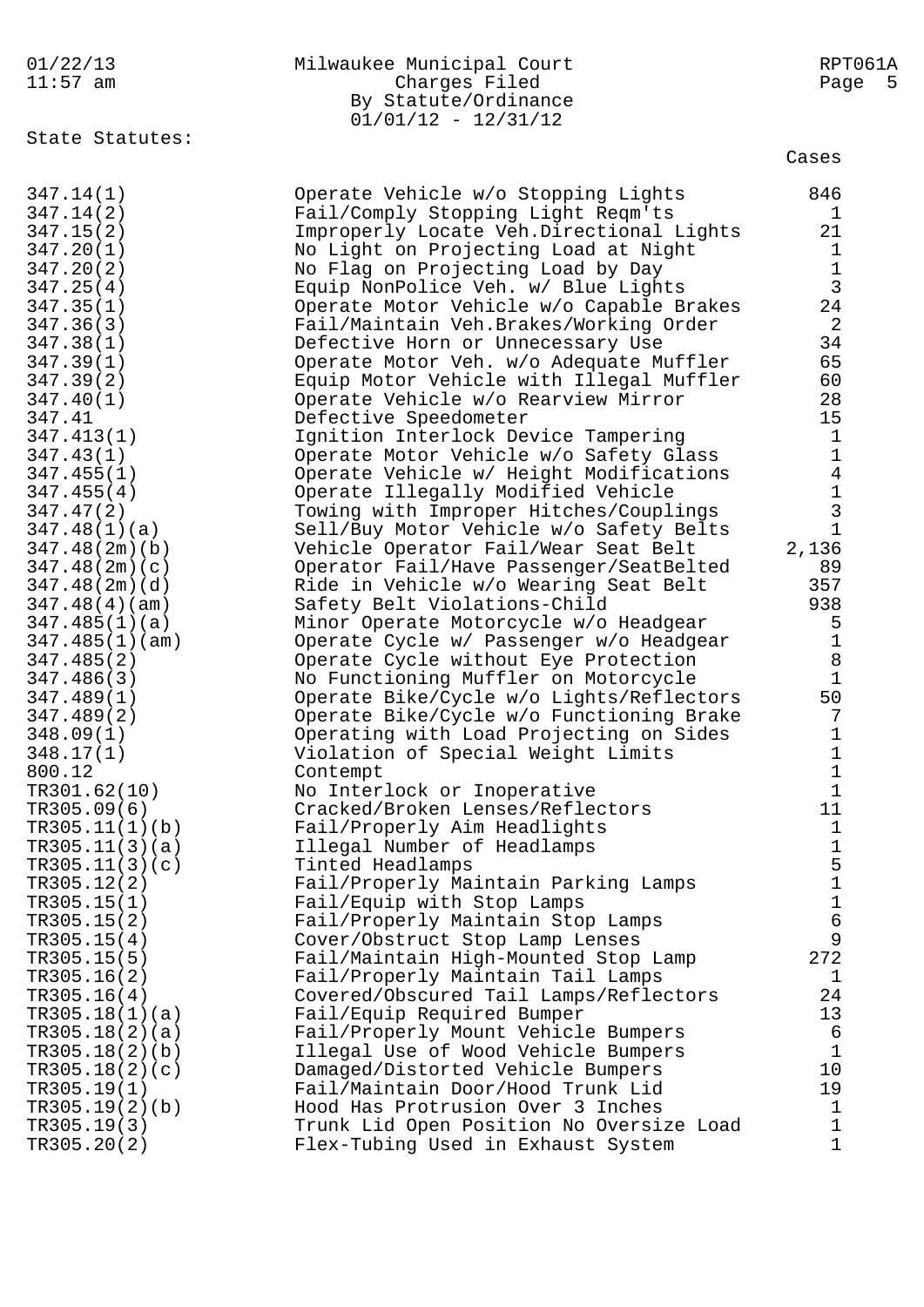Milwaukee Municipal Court
Charges Filed
By Statute/Ordinance
01/01/12 - 12/31/12

State Statutes:

| Statute/Ordinance | Description | Cases |
|---|---|---|
| 347.14(1) | Operate Vehicle w/o Stopping Lights | 846 |
| 347.14(2) | Fail/Comply Stopping Light Reqm'ts | 1 |
| 347.15(2) | Improperly Locate Veh.Directional Lights | 21 |
| 347.20(1) | No Light on Projecting Load at Night | 1 |
| 347.20(2) | No Flag on Projecting Load by Day | 1 |
| 347.25(4) | Equip NonPolice Veh. w/ Blue Lights | 3 |
| 347.35(1) | Operate Motor Vehicle w/o Capable Brakes | 24 |
| 347.36(3) | Fail/Maintain Veh.Brakes/Working Order | 2 |
| 347.38(1) | Defective Horn or Unnecessary Use | 34 |
| 347.39(1) | Operate Motor Veh. w/o Adequate Muffler | 65 |
| 347.39(2) | Equip Motor Vehicle with Illegal Muffler | 60 |
| 347.40(1) | Operate Vehicle w/o Rearview Mirror | 28 |
| 347.41 | Defective Speedometer | 15 |
| 347.413(1) | Ignition Interlock Device Tampering | 1 |
| 347.43(1) | Operate Motor Vehicle w/o Safety Glass | 1 |
| 347.455(1) | Operate Vehicle w/ Height Modifications | 4 |
| 347.455(4) | Operate Illegally Modified Vehicle | 1 |
| 347.47(2) | Towing with Improper Hitches/Couplings | 3 |
| 347.48(1)(a) | Sell/Buy Motor Vehicle w/o Safety Belts | 1 |
| 347.48(2m)(b) | Vehicle Operator Fail/Wear Seat Belt | 2,136 |
| 347.48(2m)(c) | Operator Fail/Have Passenger/SeatBelted | 89 |
| 347.48(2m)(d) | Ride in Vehicle w/o Wearing Seat Belt | 357 |
| 347.48(4)(am) | Safety Belt Violations-Child | 938 |
| 347.485(1)(a) | Minor Operate Motorcycle w/o Headgear | 5 |
| 347.485(1)(am) | Operate Cycle w/ Passenger w/o Headgear | 1 |
| 347.485(2) | Operate Cycle without Eye Protection | 8 |
| 347.486(3) | No Functioning Muffler on Motorcycle | 1 |
| 347.489(1) | Operate Bike/Cycle w/o Lights/Reflectors | 50 |
| 347.489(2) | Operate Bike/Cycle w/o Functioning Brake | 7 |
| 348.09(1) | Operating with Load Projecting on Sides | 1 |
| 348.17(1) | Violation of Special Weight Limits | 1 |
| 800.12 | Contempt | 1 |
| TR301.62(10) | No Interlock or Inoperative | 1 |
| TR305.09(6) | Cracked/Broken Lenses/Reflectors | 11 |
| TR305.11(1)(b) | Fail/Properly Aim Headlights | 1 |
| TR305.11(3)(a) | Illegal Number of Headlamps | 1 |
| TR305.11(3)(c) | Tinted Headlamps | 5 |
| TR305.12(2) | Fail/Properly Maintain Parking Lamps | 1 |
| TR305.15(1) | Fail/Equip with Stop Lamps | 1 |
| TR305.15(2) | Fail/Properly Maintain Stop Lamps | 6 |
| TR305.15(4) | Cover/Obstruct Stop Lamp Lenses | 9 |
| TR305.15(5) | Fail/Maintain High-Mounted Stop Lamp | 272 |
| TR305.16(2) | Fail/Properly Maintain Tail Lamps | 1 |
| TR305.16(4) | Covered/Obscured Tail Lamps/Reflectors | 24 |
| TR305.18(1)(a) | Fail/Equip Required Bumper | 13 |
| TR305.18(2)(a) | Fail/Properly Mount Vehicle Bumpers | 6 |
| TR305.18(2)(b) | Illegal Use of Wood Vehicle Bumpers | 1 |
| TR305.18(2)(c) | Damaged/Distorted Vehicle Bumpers | 10 |
| TR305.19(1) | Fail/Maintain Door/Hood Trunk Lid | 19 |
| TR305.19(2)(b) | Hood Has Protrusion Over 3 Inches | 1 |
| TR305.19(3) | Trunk Lid Open Position No Oversize Load | 1 |
| TR305.20(2) | Flex-Tubing Used in Exhaust System | 1 |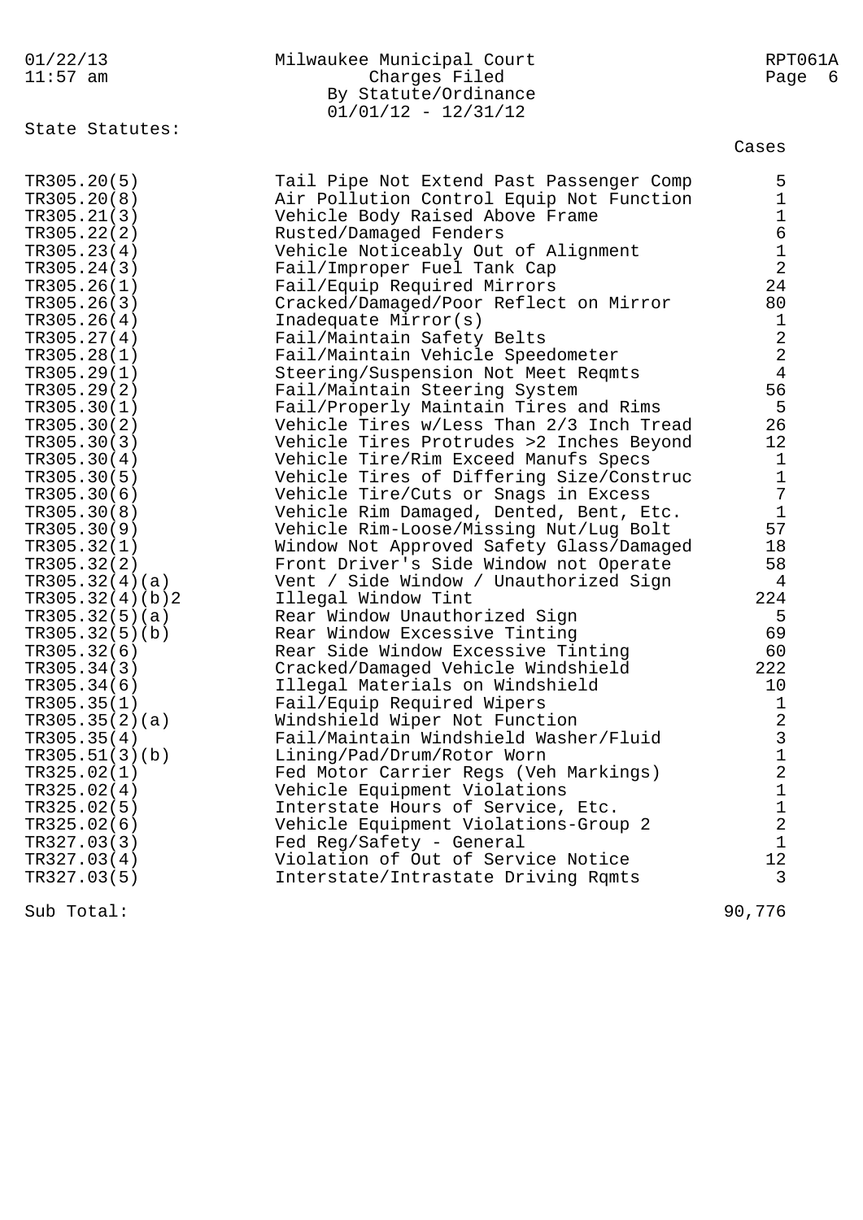Milwaukee Municipal Court
Charges Filed
By Statute/Ordinance
01/01/12 - 12/31/12

State Statutes:

| Statute | Description | Cases |
|---|---|---|
| TR305.20(5) | Tail Pipe Not Extend Past Passenger Comp | 5 |
| TR305.20(8) | Air Pollution Control Equip Not Function | 1 |
| TR305.21(3) | Vehicle Body Raised Above Frame | 1 |
| TR305.22(2) | Rusted/Damaged Fenders | 6 |
| TR305.23(4) | Vehicle Noticeably Out of Alignment | 1 |
| TR305.24(3) | Fail/Improper Fuel Tank Cap | 2 |
| TR305.26(1) | Fail/Equip Required Mirrors | 24 |
| TR305.26(3) | Cracked/Damaged/Poor Reflect on Mirror | 80 |
| TR305.26(4) | Inadequate Mirror(s) | 1 |
| TR305.27(4) | Fail/Maintain Safety Belts | 2 |
| TR305.28(1) | Fail/Maintain Vehicle Speedometer | 2 |
| TR305.29(1) | Steering/Suspension Not Meet Reqmts | 4 |
| TR305.29(2) | Fail/Maintain Steering System | 56 |
| TR305.30(1) | Fail/Properly Maintain Tires and Rims | 5 |
| TR305.30(2) | Vehicle Tires w/Less Than 2/3 Inch Tread | 26 |
| TR305.30(3) | Vehicle Tires Protrudes >2 Inches Beyond | 12 |
| TR305.30(4) | Vehicle Tire/Rim Exceed Manufs Specs | 1 |
| TR305.30(5) | Vehicle Tires of Differing Size/Construc | 1 |
| TR305.30(6) | Vehicle Tire/Cuts or Snags in Excess | 7 |
| TR305.30(8) | Vehicle Rim Damaged, Dented, Bent, Etc. | 1 |
| TR305.30(9) | Vehicle Rim-Loose/Missing Nut/Lug Bolt | 57 |
| TR305.32(1) | Window Not Approved Safety Glass/Damaged | 18 |
| TR305.32(2) | Front Driver's Side Window not Operate | 58 |
| TR305.32(4)(a) | Vent / Side Window / Unauthorized Sign | 4 |
| TR305.32(4)(b)2 | Illegal Window Tint | 224 |
| TR305.32(5)(a) | Rear Window Unauthorized Sign | 5 |
| TR305.32(5)(b) | Rear Window Excessive Tinting | 69 |
| TR305.32(6) | Rear Side Window Excessive Tinting | 60 |
| TR305.34(3) | Cracked/Damaged Vehicle Windshield | 222 |
| TR305.34(6) | Illegal Materials on Windshield | 10 |
| TR305.35(1) | Fail/Equip Required Wipers | 1 |
| TR305.35(2)(a) | Windshield Wiper Not Function | 2 |
| TR305.35(4) | Fail/Maintain Windshield Washer/Fluid | 3 |
| TR305.51(3)(b) | Lining/Pad/Drum/Rotor Worn | 1 |
| TR325.02(1) | Fed Motor Carrier Regs (Veh Markings) | 2 |
| TR325.02(4) | Vehicle Equipment Violations | 1 |
| TR325.02(5) | Interstate Hours of Service, Etc. | 1 |
| TR325.02(6) | Vehicle Equipment Violations-Group 2 | 2 |
| TR327.03(3) | Fed Reg/Safety - General | 1 |
| TR327.03(4) | Violation of Out of Service Notice | 12 |
| TR327.03(5) | Interstate/Intrastate Driving Rqmts | 3 |
| Sub Total: | | 90,776 |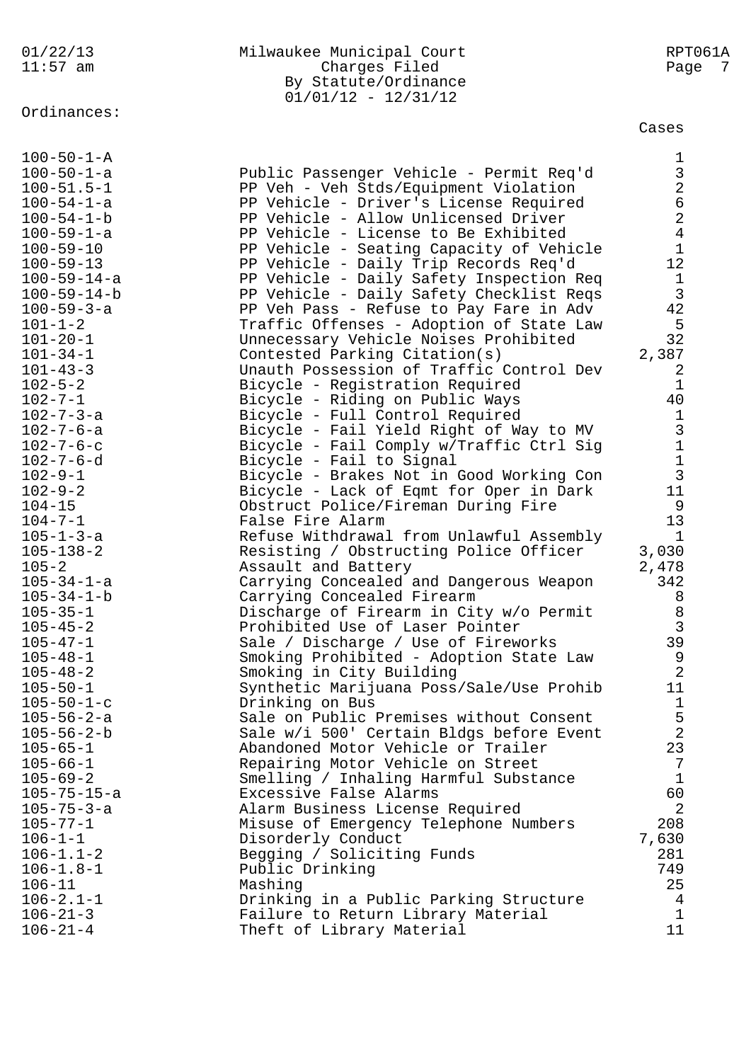Ordinances:

| | | Cases |
|---|---|---|
| 100-50-1-A | | 1 |
| 100-50-1-a | Public Passenger Vehicle - Permit Req'd | 3 |
| 100-51.5-1 | PP Veh - Veh Stds/Equipment Violation | 2 |
| 100-54-1-a | PP Vehicle - Driver's License Required | 6 |
| 100-54-1-b | PP Vehicle - Allow Unlicensed Driver | 2 |
| 100-59-1-a | PP Vehicle - License to Be Exhibited | 4 |
| 100-59-10 | PP Vehicle - Seating Capacity of Vehicle | 1 |
| 100-59-13 | PP Vehicle - Daily Trip Records Req'd | 12 |
| 100-59-14-a | PP Vehicle - Daily Safety Inspection Req | 1 |
| 100-59-14-b | PP Vehicle - Daily Safety Checklist Reqs | 3 |
| 100-59-3-a | PP Veh Pass - Refuse to Pay Fare in Adv | 42 |
| 101-1-2 | Traffic Offenses - Adoption of State Law | 5 |
| 101-20-1 | Unnecessary Vehicle Noises Prohibited | 32 |
| 101-34-1 | Contested Parking Citation(s) | 2,387 |
| 101-43-3 | Unauth Possession of Traffic Control Dev | 2 |
| 102-5-2 | Bicycle - Registration Required | 1 |
| 102-7-1 | Bicycle - Riding on Public Ways | 40 |
| 102-7-3-a | Bicycle - Full Control Required | 1 |
| 102-7-6-a | Bicycle - Fail Yield Right of Way to MV | 3 |
| 102-7-6-c | Bicycle - Fail Comply w/Traffic Ctrl Sig | 1 |
| 102-7-6-d | Bicycle - Fail to Signal | 1 |
| 102-9-1 | Bicycle - Brakes Not in Good Working Con | 3 |
| 102-9-2 | Bicycle - Lack of Eqmt for Oper in Dark | 11 |
| 104-15 | Obstruct Police/Fireman During Fire | 9 |
| 104-7-1 | False Fire Alarm | 13 |
| 105-1-3-a | Refuse Withdrawal from Unlawful Assembly | 1 |
| 105-138-2 | Resisting / Obstructing Police Officer | 3,030 |
| 105-2 | Assault and Battery | 2,478 |
| 105-34-1-a | Carrying Concealed and Dangerous Weapon | 342 |
| 105-34-1-b | Carrying Concealed Firearm | 8 |
| 105-35-1 | Discharge of Firearm in City w/o Permit | 8 |
| 105-45-2 | Prohibited Use of Laser Pointer | 3 |
| 105-47-1 | Sale / Discharge / Use of Fireworks | 39 |
| 105-48-1 | Smoking Prohibited - Adoption State Law | 9 |
| 105-48-2 | Smoking in City Building | 2 |
| 105-50-1 | Synthetic Marijuana Poss/Sale/Use Prohib | 11 |
| 105-50-1-c | Drinking on Bus | 1 |
| 105-56-2-a | Sale on Public Premises without Consent | 5 |
| 105-56-2-b | Sale w/i 500' Certain Bldgs before Event | 2 |
| 105-65-1 | Abandoned Motor Vehicle or Trailer | 23 |
| 105-66-1 | Repairing Motor Vehicle on Street | 7 |
| 105-69-2 | Smelling / Inhaling Harmful Substance | 1 |
| 105-75-15-a | Excessive False Alarms | 60 |
| 105-75-3-a | Alarm Business License Required | 2 |
| 105-77-1 | Misuse of Emergency Telephone Numbers | 208 |
| 106-1-1 | Disorderly Conduct | 7,630 |
| 106-1.1-2 | Begging / Soliciting Funds | 281 |
| 106-1.8-1 | Public Drinking | 749 |
| 106-11 | Mashing | 25 |
| 106-2.1-1 | Drinking in a Public Parking Structure | 4 |
| 106-21-3 | Failure to Return Library Material | 1 |
| 106-21-4 | Theft of Library Material | 11 |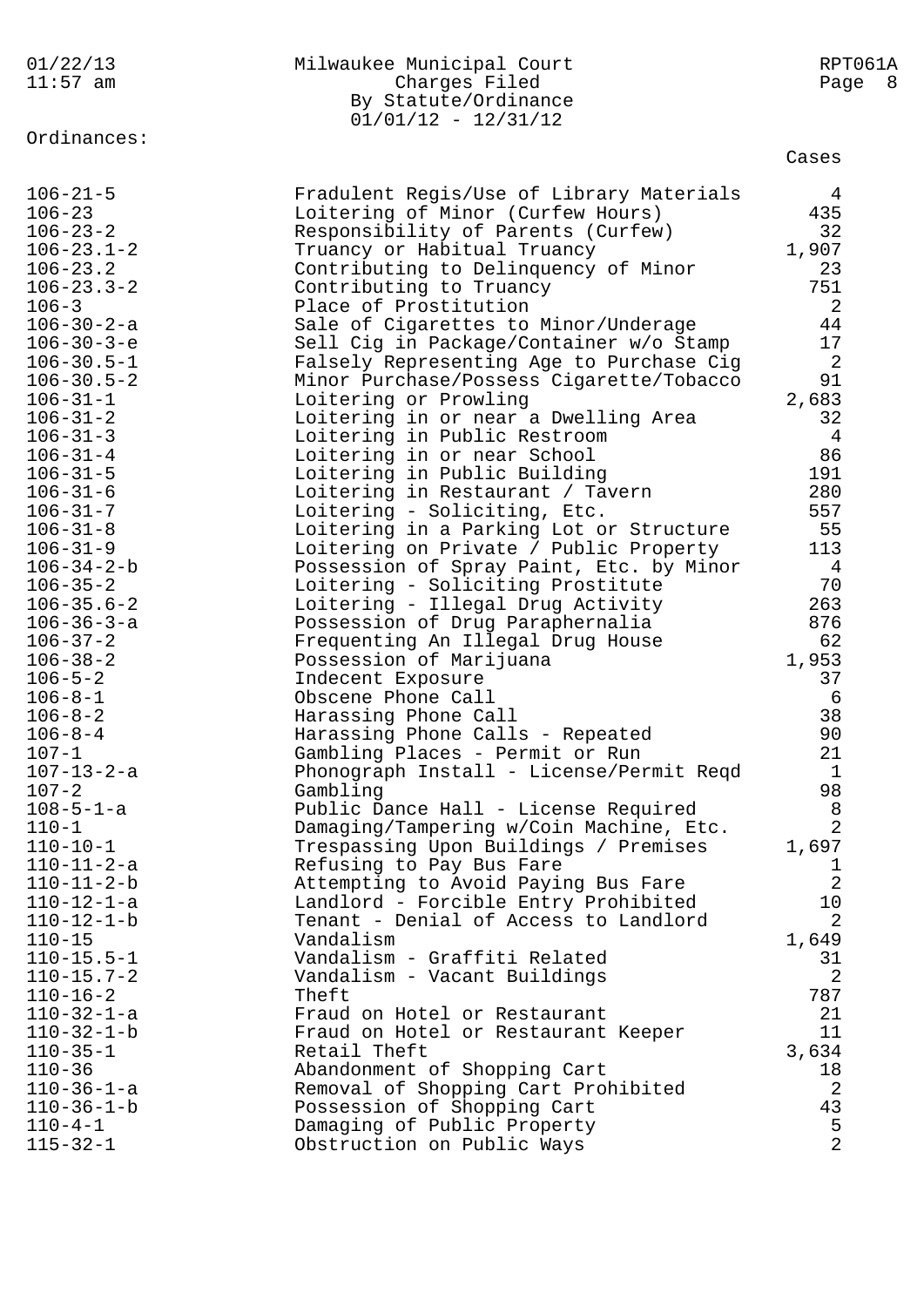Milwaukee Municipal Court
Charges Filed
By Statute/Ordinance
01/01/12 - 12/31/12

Ordinances:

| | | Cases |
|---|---|---|
| 106-21-5 | Fradulent Regis/Use of Library Materials | 4 |
| 106-23 | Loitering of Minor (Curfew Hours) | 435 |
| 106-23-2 | Responsibility of Parents (Curfew) | 32 |
| 106-23.1-2 | Truancy or Habitual Truancy | 1,907 |
| 106-23.2 | Contributing to Delinquency of Minor | 23 |
| 106-23.3-2 | Contributing to Truancy | 751 |
| 106-3 | Place of Prostitution | 2 |
| 106-30-2-a | Sale of Cigarettes to Minor/Underage | 44 |
| 106-30-3-e | Sell Cig in Package/Container w/o Stamp | 17 |
| 106-30.5-1 | Falsely Representing Age to Purchase Cig | 2 |
| 106-30.5-2 | Minor Purchase/Possess Cigarette/Tobacco | 91 |
| 106-31-1 | Loitering or Prowling | 2,683 |
| 106-31-2 | Loitering in or near a Dwelling Area | 32 |
| 106-31-3 | Loitering in Public Restroom | 4 |
| 106-31-4 | Loitering in or near School | 86 |
| 106-31-5 | Loitering in Public Building | 191 |
| 106-31-6 | Loitering in Restaurant / Tavern | 280 |
| 106-31-7 | Loitering - Soliciting, Etc. | 557 |
| 106-31-8 | Loitering in a Parking Lot or Structure | 55 |
| 106-31-9 | Loitering on Private / Public Property | 113 |
| 106-34-2-b | Possession of Spray Paint, Etc. by Minor | 4 |
| 106-35-2 | Loitering - Soliciting Prostitute | 70 |
| 106-35.6-2 | Loitering - Illegal Drug Activity | 263 |
| 106-36-3-a | Possession of Drug Paraphernalia | 876 |
| 106-37-2 | Frequenting An Illegal Drug House | 62 |
| 106-38-2 | Possession of Marijuana | 1,953 |
| 106-5-2 | Indecent Exposure | 37 |
| 106-8-1 | Obscene Phone Call | 6 |
| 106-8-2 | Harassing Phone Call | 38 |
| 106-8-4 | Harassing Phone Calls - Repeated | 90 |
| 107-1 | Gambling Places - Permit or Run | 21 |
| 107-13-2-a | Phonograph Install - License/Permit Reqd | 1 |
| 107-2 | Gambling | 98 |
| 108-5-1-a | Public Dance Hall - License Required | 8 |
| 110-1 | Damaging/Tampering w/Coin Machine, Etc. | 2 |
| 110-10-1 | Trespassing Upon Buildings / Premises | 1,697 |
| 110-11-2-a | Refusing to Pay Bus Fare | 1 |
| 110-11-2-b | Attempting to Avoid Paying Bus Fare | 2 |
| 110-12-1-a | Landlord - Forcible Entry Prohibited | 10 |
| 110-12-1-b | Tenant - Denial of Access to Landlord | 2 |
| 110-15 | Vandalism | 1,649 |
| 110-15.5-1 | Vandalism - Graffiti Related | 31 |
| 110-15.7-2 | Vandalism - Vacant Buildings | 2 |
| 110-16-2 | Theft | 787 |
| 110-32-1-a | Fraud on Hotel or Restaurant | 21 |
| 110-32-1-b | Fraud on Hotel or Restaurant Keeper | 11 |
| 110-35-1 | Retail Theft | 3,634 |
| 110-36 | Abandonment of Shopping Cart | 18 |
| 110-36-1-a | Removal of Shopping Cart Prohibited | 2 |
| 110-36-1-b | Possession of Shopping Cart | 43 |
| 110-4-1 | Damaging of Public Property | 5 |
| 115-32-1 | Obstruction on Public Ways | 2 |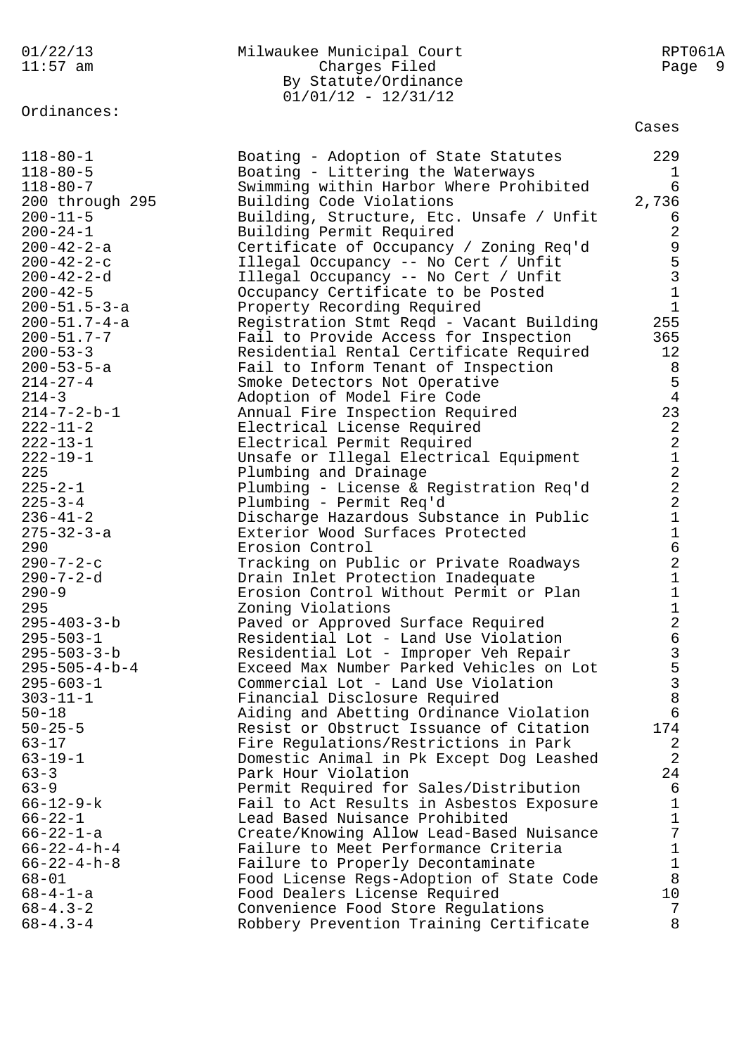Milwaukee Municipal Court
Charges Filed
By Statute/Ordinance
01/01/12 - 12/31/12

Ordinances:

| | | Cases |
|---|---|---|
| 118-80-1 | Boating - Adoption of State Statutes | 229 |
| 118-80-5 | Boating - Littering the Waterways | 1 |
| 118-80-7 | Swimming within Harbor Where Prohibited | 6 |
| 200 through 295 | Building Code Violations | 2,736 |
| 200-11-5 | Building, Structure, Etc. Unsafe / Unfit | 6 |
| 200-24-1 | Building Permit Required | 2 |
| 200-42-2-a | Certificate of Occupancy / Zoning Req'd | 9 |
| 200-42-2-c | Illegal Occupancy -- No Cert / Unfit | 5 |
| 200-42-2-d | Illegal Occupancy -- No Cert / Unfit | 3 |
| 200-42-5 | Occupancy Certificate to be Posted | 1 |
| 200-51.5-3-a | Property Recording Required | 1 |
| 200-51.7-4-a | Registration Stmt Reqd - Vacant Building | 255 |
| 200-51.7-7 | Fail to Provide Access for Inspection | 365 |
| 200-53-3 | Residential Rental Certificate Required | 12 |
| 200-53-5-a | Fail to Inform Tenant of Inspection | 8 |
| 214-27-4 | Smoke Detectors Not Operative | 5 |
| 214-3 | Adoption of Model Fire Code | 4 |
| 214-7-2-b-1 | Annual Fire Inspection Required | 23 |
| 222-11-2 | Electrical License Required | 2 |
| 222-13-1 | Electrical Permit Required | 2 |
| 222-19-1 | Unsafe or Illegal Electrical Equipment | 1 |
| 225 | Plumbing and Drainage | 2 |
| 225-2-1 | Plumbing - License & Registration Req'd | 2 |
| 225-3-4 | Plumbing - Permit Req'd | 2 |
| 236-41-2 | Discharge Hazardous Substance in Public | 1 |
| 275-32-3-a | Exterior Wood Surfaces Protected | 1 |
| 290 | Erosion Control | 6 |
| 290-7-2-c | Tracking on Public or Private Roadways | 2 |
| 290-7-2-d | Drain Inlet Protection Inadequate | 1 |
| 290-9 | Erosion Control Without Permit or Plan | 1 |
| 295 | Zoning Violations | 1 |
| 295-403-3-b | Paved or Approved Surface Required | 2 |
| 295-503-1 | Residential Lot - Land Use Violation | 6 |
| 295-503-3-b | Residential Lot - Improper Veh Repair | 3 |
| 295-505-4-b-4 | Exceed Max Number Parked Vehicles on Lot | 5 |
| 295-603-1 | Commercial Lot - Land Use Violation | 3 |
| 303-11-1 | Financial Disclosure Required | 8 |
| 50-18 | Aiding and Abetting Ordinance Violation | 6 |
| 50-25-5 | Resist or Obstruct Issuance of Citation | 174 |
| 63-17 | Fire Regulations/Restrictions in Park | 2 |
| 63-19-1 | Domestic Animal in Pk Except Dog Leashed | 2 |
| 63-3 | Park Hour Violation | 24 |
| 63-9 | Permit Required for Sales/Distribution | 6 |
| 66-12-9-k | Fail to Act Results in Asbestos Exposure | 1 |
| 66-22-1 | Lead Based Nuisance Prohibited | 1 |
| 66-22-1-a | Create/Knowing Allow Lead-Based Nuisance | 7 |
| 66-22-4-h-4 | Failure to Meet Performance Criteria | 1 |
| 66-22-4-h-8 | Failure to Properly Decontaminate | 1 |
| 68-01 | Food License Regs-Adoption of State Code | 8 |
| 68-4-1-a | Food Dealers License Required | 10 |
| 68-4.3-2 | Convenience Food Store Regulations | 7 |
| 68-4.3-4 | Robbery Prevention Training Certificate | 8 |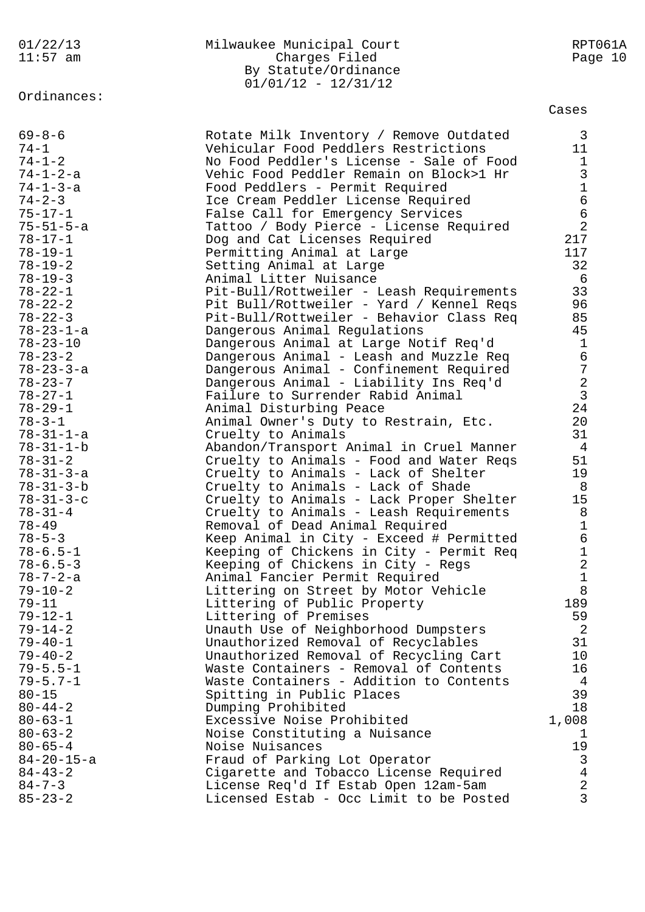Ordinances:

| | | Cases |
|---|---|---|
| 69-8-6 | Rotate Milk Inventory / Remove Outdated | 3 |
| 74-1 | Vehicular Food Peddlers Restrictions | 11 |
| 74-1-2 | No Food Peddler's License - Sale of Food | 1 |
| 74-1-2-a | Vehic Food Peddler Remain on Block>1 Hr | 3 |
| 74-1-3-a | Food Peddlers - Permit Required | 1 |
| 74-2-3 | Ice Cream Peddler License Required | 6 |
| 75-17-1 | False Call for Emergency Services | 6 |
| 75-51-5-a | Tattoo / Body Pierce - License Required | 2 |
| 78-17-1 | Dog and Cat Licenses Required | 217 |
| 78-19-1 | Permitting Animal at Large | 117 |
| 78-19-2 | Setting Animal at Large | 32 |
| 78-19-3 | Animal Litter Nuisance | 6 |
| 78-22-1 | Pit-Bull/Rottweiler - Leash Requirements | 33 |
| 78-22-2 | Pit Bull/Rottweiler - Yard / Kennel Reqs | 96 |
| 78-22-3 | Pit-Bull/Rottweiler - Behavior Class Req | 85 |
| 78-23-1-a | Dangerous Animal Regulations | 45 |
| 78-23-10 | Dangerous Animal at Large Notif Req'd | 1 |
| 78-23-2 | Dangerous Animal - Leash and Muzzle Req | 6 |
| 78-23-3-a | Dangerous Animal - Confinement Required | 7 |
| 78-23-7 | Dangerous Animal - Liability Ins Req'd | 2 |
| 78-27-1 | Failure to Surrender Rabid Animal | 3 |
| 78-29-1 | Animal Disturbing Peace | 24 |
| 78-3-1 | Animal Owner's Duty to Restrain, Etc. | 20 |
| 78-31-1-a | Cruelty to Animals | 31 |
| 78-31-1-b | Abandon/Transport Animal in Cruel Manner | 4 |
| 78-31-2 | Cruelty to Animals - Food and Water Reqs | 51 |
| 78-31-3-a | Cruelty to Animals - Lack of Shelter | 19 |
| 78-31-3-b | Cruelty to Animals - Lack of Shade | 8 |
| 78-31-3-c | Cruelty to Animals - Lack Proper Shelter | 15 |
| 78-31-4 | Cruelty to Animals - Leash Requirements | 8 |
| 78-49 | Removal of Dead Animal Required | 1 |
| 78-5-3 | Keep Animal in City - Exceed # Permitted | 6 |
| 78-6.5-1 | Keeping of Chickens in City - Permit Req | 1 |
| 78-6.5-3 | Keeping of Chickens in City - Regs | 2 |
| 78-7-2-a | Animal Fancier Permit Required | 1 |
| 79-10-2 | Littering on Street by Motor Vehicle | 8 |
| 79-11 | Littering of Public Property | 189 |
| 79-12-1 | Littering of Premises | 59 |
| 79-14-2 | Unauth Use of Neighborhood Dumpsters | 2 |
| 79-40-1 | Unauthorized Removal of Recyclables | 31 |
| 79-40-2 | Unauthorized Removal of Recycling Cart | 10 |
| 79-5.5-1 | Waste Containers - Removal of Contents | 16 |
| 79-5.7-1 | Waste Containers - Addition to Contents | 4 |
| 80-15 | Spitting in Public Places | 39 |
| 80-44-2 | Dumping Prohibited | 18 |
| 80-63-1 | Excessive Noise Prohibited | 1,008 |
| 80-63-2 | Noise Constituting a Nuisance | 1 |
| 80-65-4 | Noise Nuisances | 19 |
| 84-20-15-a | Fraud of Parking Lot Operator | 3 |
| 84-43-2 | Cigarette and Tobacco License Required | 4 |
| 84-7-3 | License Req'd If Estab Open 12am-5am | 2 |
| 85-23-2 | Licensed Estab - Occ Limit to be Posted | 3 |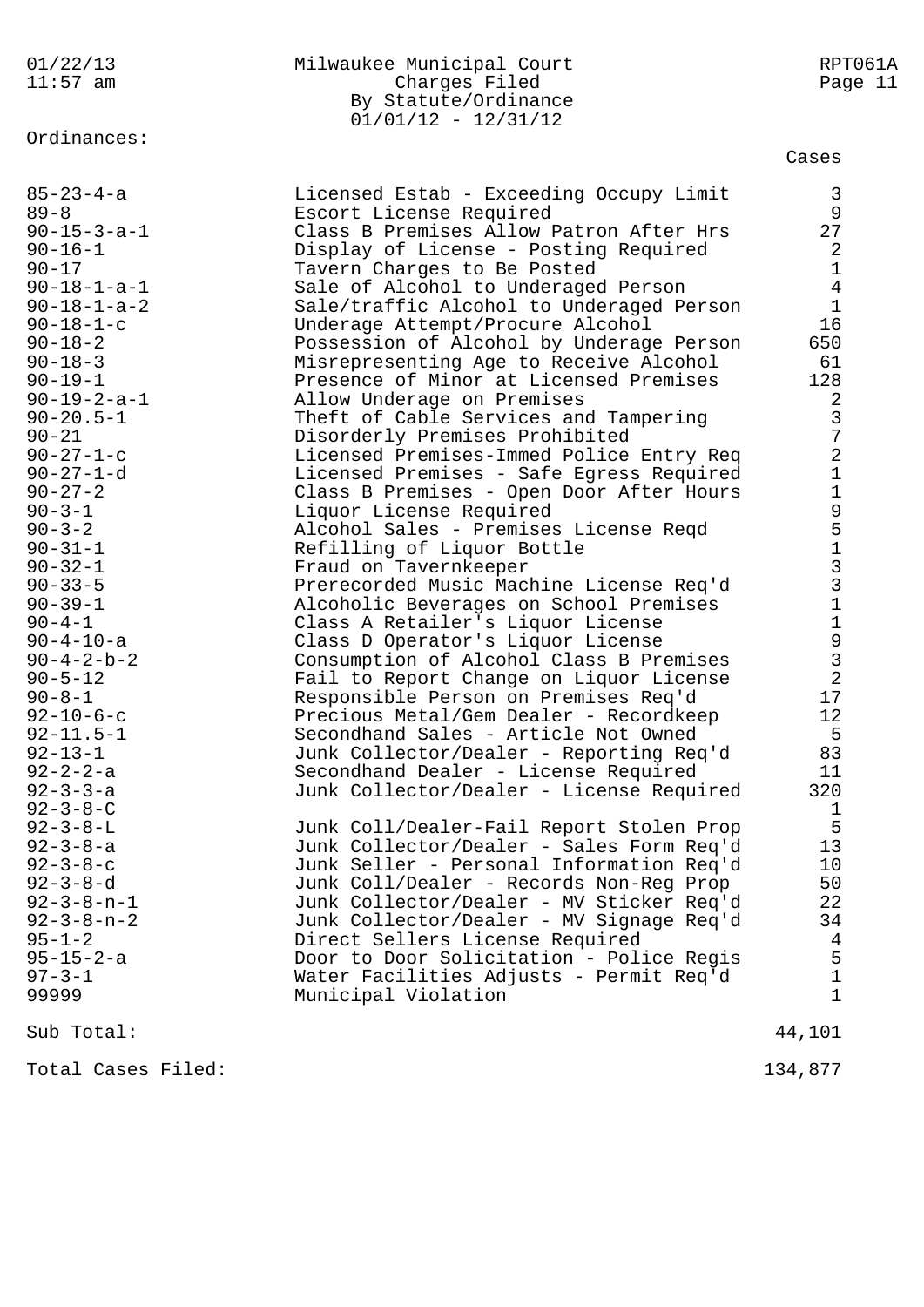Milwaukee Municipal Court
Charges Filed
By Statute/Ordinance
01/01/12 - 12/31/12

Ordinances:

| Ordinance | Description | Cases |
|---|---|---|
| 85-23-4-a | Licensed Estab - Exceeding Occupy Limit | 3 |
| 89-8 | Escort License Required | 9 |
| 90-15-3-a-1 | Class B Premises Allow Patron After Hrs | 27 |
| 90-16-1 | Display of License - Posting Required | 2 |
| 90-17 | Tavern Charges to Be Posted | 1 |
| 90-18-1-a-1 | Sale of Alcohol to Underaged Person | 4 |
| 90-18-1-a-2 | Sale/traffic Alcohol to Underaged Person | 1 |
| 90-18-1-c | Underage Attempt/Procure Alcohol | 16 |
| 90-18-2 | Possession of Alcohol by Underage Person | 650 |
| 90-18-3 | Misrepresenting Age to Receive Alcohol | 61 |
| 90-19-1 | Presence of Minor at Licensed Premises | 128 |
| 90-19-2-a-1 | Allow Underage on Premises | 2 |
| 90-20.5-1 | Theft of Cable Services and Tampering | 3 |
| 90-21 | Disorderly Premises Prohibited | 7 |
| 90-27-1-c | Licensed Premises-Immed Police Entry Req | 2 |
| 90-27-1-d | Licensed Premises - Safe Egress Required | 1 |
| 90-27-2 | Class B Premises - Open Door After Hours | 1 |
| 90-3-1 | Liquor License Required | 9 |
| 90-3-2 | Alcohol Sales - Premises License Reqd | 5 |
| 90-31-1 | Refilling of Liquor Bottle | 1 |
| 90-32-1 | Fraud on Tavernkeeper | 3 |
| 90-33-5 | Prerecorded Music Machine License Req'd | 3 |
| 90-39-1 | Alcoholic Beverages on School Premises | 1 |
| 90-4-1 | Class A Retailer's Liquor License | 1 |
| 90-4-10-a | Class D Operator's Liquor License | 9 |
| 90-4-2-b-2 | Consumption of Alcohol Class B Premises | 3 |
| 90-5-12 | Fail to Report Change on Liquor License | 2 |
| 90-8-1 | Responsible Person on Premises Req'd | 17 |
| 92-10-6-c | Precious Metal/Gem Dealer - Recordkeep | 12 |
| 92-11.5-1 | Secondhand Sales - Article Not Owned | 5 |
| 92-13-1 | Junk Collector/Dealer - Reporting Req'd | 83 |
| 92-2-2-a | Secondhand Dealer - License Required | 11 |
| 92-3-3-a | Junk Collector/Dealer - License Required | 320 |
| 92-3-8-C | | 1 |
| 92-3-8-L | Junk Coll/Dealer-Fail Report Stolen Prop | 5 |
| 92-3-8-a | Junk Collector/Dealer - Sales Form Req'd | 13 |
| 92-3-8-c | Junk Seller - Personal Information Req'd | 10 |
| 92-3-8-d | Junk Coll/Dealer - Records Non-Reg Prop | 50 |
| 92-3-8-n-1 | Junk Collector/Dealer - MV Sticker Req'd | 22 |
| 92-3-8-n-2 | Junk Collector/Dealer - MV Signage Req'd | 34 |
| 95-1-2 | Direct Sellers License Required | 4 |
| 95-15-2-a | Door to Door Solicitation - Police Regis | 5 |
| 97-3-1 | Water Facilities Adjusts - Permit Req'd | 1 |
| 99999 | Municipal Violation | 1 |
| Sub Total: | | 44,101 |
| Total Cases Filed: | | 134,877 |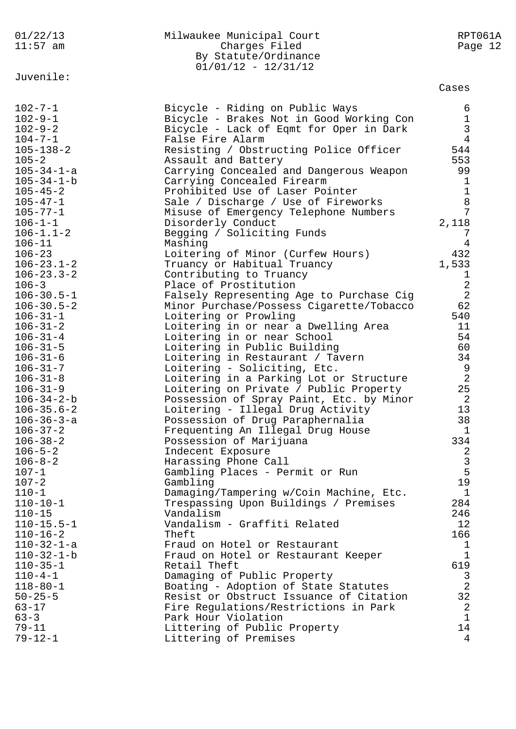Milwaukee Municipal Court
Charges Filed
By Statute/Ordinance
01/01/12 - 12/31/12

Juvenile:

| Statute/Ordinance | Description | Cases |
|---|---|---|
| 102-7-1 | Bicycle - Riding on Public Ways | 6 |
| 102-9-1 | Bicycle - Brakes Not in Good Working Con | 1 |
| 102-9-2 | Bicycle - Lack of Eqmt for Oper in Dark | 3 |
| 104-7-1 | False Fire Alarm | 4 |
| 105-138-2 | Resisting / Obstructing Police Officer | 544 |
| 105-2 | Assault and Battery | 553 |
| 105-34-1-a | Carrying Concealed and Dangerous Weapon | 99 |
| 105-34-1-b | Carrying Concealed Firearm | 1 |
| 105-45-2 | Prohibited Use of Laser Pointer | 1 |
| 105-47-1 | Sale / Discharge / Use of Fireworks | 8 |
| 105-77-1 | Misuse of Emergency Telephone Numbers | 7 |
| 106-1-1 | Disorderly Conduct | 2,118 |
| 106-1.1-2 | Begging / Soliciting Funds | 7 |
| 106-11 | Mashing | 4 |
| 106-23 | Loitering of Minor (Curfew Hours) | 432 |
| 106-23.1-2 | Truancy or Habitual Truancy | 1,533 |
| 106-23.3-2 | Contributing to Truancy | 1 |
| 106-3 | Place of Prostitution | 2 |
| 106-30.5-1 | Falsely Representing Age to Purchase Cig | 2 |
| 106-30.5-2 | Minor Purchase/Possess Cigarette/Tobacco | 62 |
| 106-31-1 | Loitering or Prowling | 540 |
| 106-31-2 | Loitering in or near a Dwelling Area | 11 |
| 106-31-4 | Loitering in or near School | 54 |
| 106-31-5 | Loitering in Public Building | 60 |
| 106-31-6 | Loitering in Restaurant / Tavern | 34 |
| 106-31-7 | Loitering - Soliciting, Etc. | 9 |
| 106-31-8 | Loitering in a Parking Lot or Structure | 2 |
| 106-31-9 | Loitering on Private / Public Property | 25 |
| 106-34-2-b | Possession of Spray Paint, Etc. by Minor | 2 |
| 106-35.6-2 | Loitering - Illegal Drug Activity | 13 |
| 106-36-3-a | Possession of Drug Paraphernalia | 38 |
| 106-37-2 | Frequenting An Illegal Drug House | 1 |
| 106-38-2 | Possession of Marijuana | 334 |
| 106-5-2 | Indecent Exposure | 2 |
| 106-8-2 | Harassing Phone Call | 3 |
| 107-1 | Gambling Places - Permit or Run | 5 |
| 107-2 | Gambling | 19 |
| 110-1 | Damaging/Tampering w/Coin Machine, Etc. | 1 |
| 110-10-1 | Trespassing Upon Buildings / Premises | 284 |
| 110-15 | Vandalism | 246 |
| 110-15.5-1 | Vandalism - Graffiti Related | 12 |
| 110-16-2 | Theft | 166 |
| 110-32-1-a | Fraud on Hotel or Restaurant | 1 |
| 110-32-1-b | Fraud on Hotel or Restaurant Keeper | 1 |
| 110-35-1 | Retail Theft | 619 |
| 110-4-1 | Damaging of Public Property | 3 |
| 118-80-1 | Boating - Adoption of State Statutes | 2 |
| 50-25-5 | Resist or Obstruct Issuance of Citation | 32 |
| 63-17 | Fire Regulations/Restrictions in Park | 2 |
| 63-3 | Park Hour Violation | 1 |
| 79-11 | Littering of Public Property | 14 |
| 79-12-1 | Littering of Premises | 4 |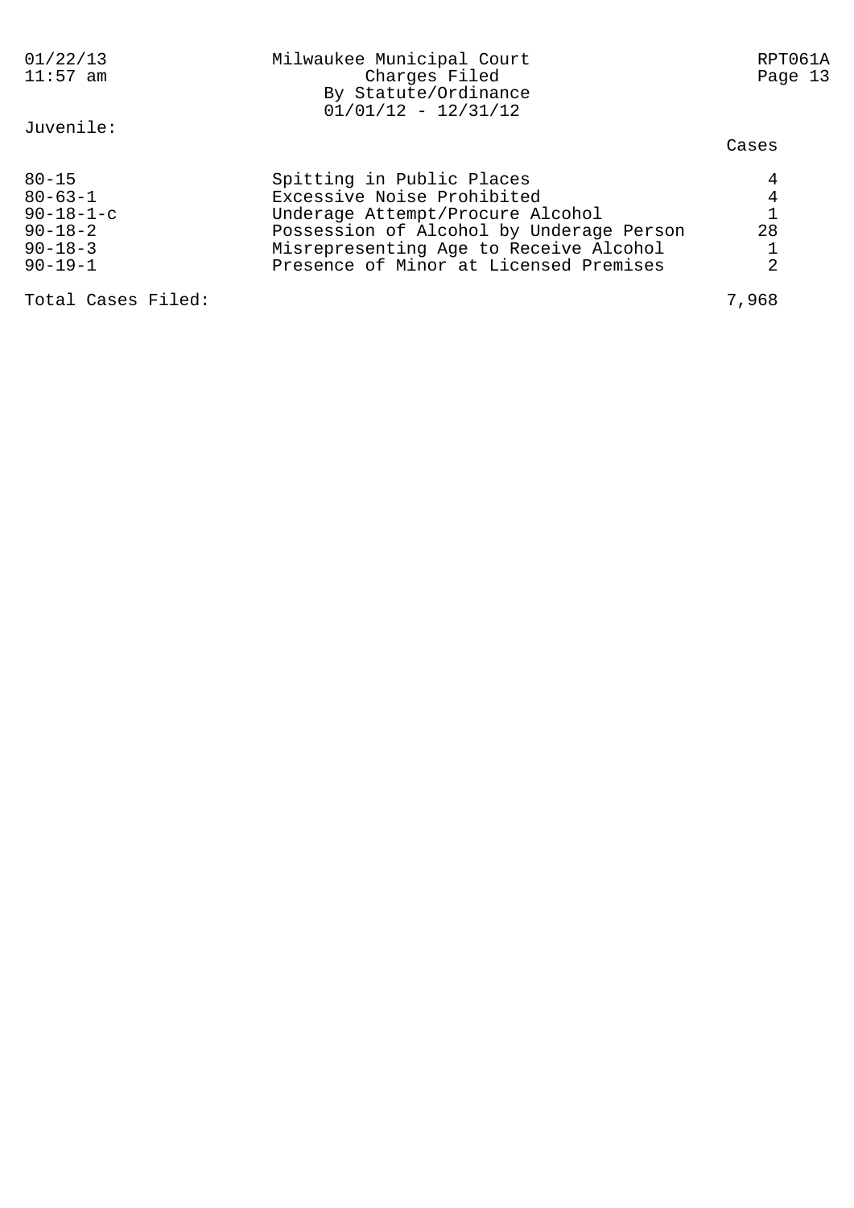Milwaukee Municipal Court
Charges Filed
By Statute/Ordinance
01/01/12 - 12/31/12

Juvenile:

| | | Cases |
|---|---|---|
| 80-15 | Spitting in Public Places | 4 |
| 80-63-1 | Excessive Noise Prohibited | 4 |
| 90-18-1-c | Underage Attempt/Procure Alcohol | 1 |
| 90-18-2 | Possession of Alcohol by Underage Person | 28 |
| 90-18-3 | Misrepresenting Age to Receive Alcohol | 1 |
| 90-19-1 | Presence of Minor at Licensed Premises | 2 |

Total Cases Filed: 7,968